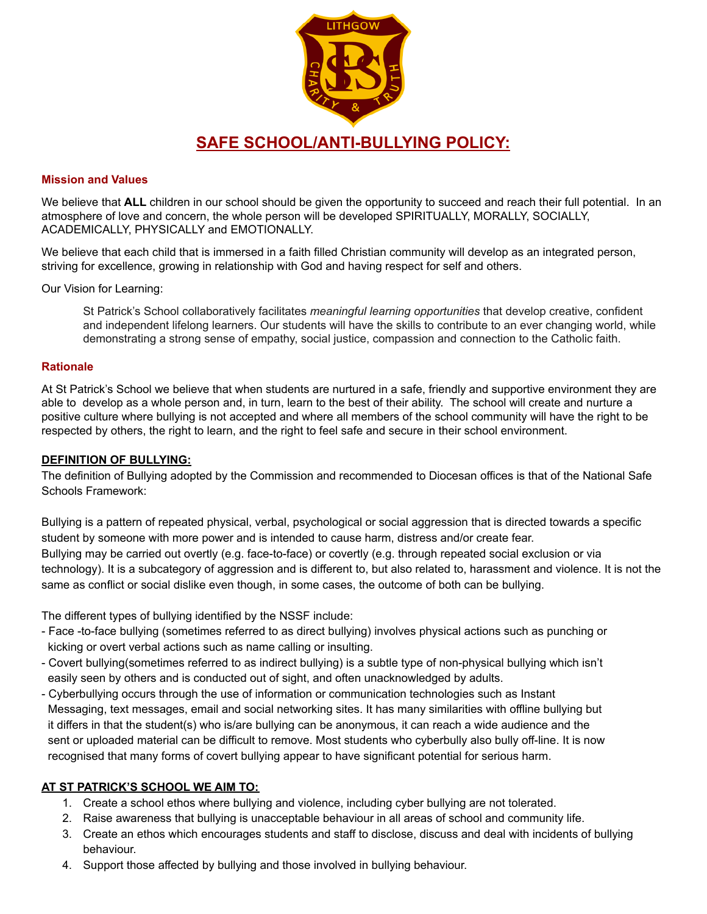# SAFE SCHOOL/ANTI-BULLYING POLICY:

### Mission and Values

We believe that **ALL** children in our school should be given the opportunity to succeed and reach their full potential. In an atmosphere of love and concern, the whole person will be developed SPIRITUALLY, MORALLY, SOCIALLY, ACADEMICALLY, PHYSICALLY and EMOTIONALLY.

We believe that each child that is immersed in a faith filled Christian community will develop as an integrated person, striving for excellence, growing in relationship with God and having respect for self and others.

Our Vision for Learning:

> St Patrick's School collaboratively facilitates *meaningful learning opportunities* that develop creative, confident and independent lifelong learners. Our students will have the skills to contribute to an ever changing world, while demonstrating a strong sense of empathy, social justice, compassion and connection to the Catholic faith.

### Rationale

At St Patrick's School we believe that when students are nurtured in a safe, friendly and supportive environment they are able to develop as a whole person and, in turn, learn to the best of their ability. The school will create and nurture a positive culture where bullying is not accepted and where all members of the school community will have the right to be respected by others, the right to learn, and the right to feel safe and secure in their school environment.

### DEFINITION OF BULLYING:

The definition of Bullying adopted by the Commission and recommended to Diocesan offices is that of the National Safe Schools Framework:

Bullying is a pattern of repeated physical, verbal, psychological or social aggression that is directed towards a specific student by someone with more power and is intended to cause harm, distress and/or create fear.
Bullying may be carried out overtly (e.g. face-to-face) or covertly (e.g. through repeated social exclusion or via technology). It is a subcategory of aggression and is different to, but also related to, harassment and violence. It is not the same as conflict or social dislike even though, in some cases, the outcome of both can be bullying.

The different types of bullying identified by the NSSF include:

- Face -to-face bullying (sometimes referred to as direct bullying) involves physical actions such as punching or kicking or overt verbal actions such as name calling or insulting.
- Covert bullying(sometimes referred to as indirect bullying) is a subtle type of non-physical bullying which isn't easily seen by others and is conducted out of sight, and often unacknowledged by adults.
- Cyberbullying occurs through the use of information or communication technologies such as Instant Messaging, text messages, email and social networking sites. It has many similarities with offline bullying but it differs in that the student(s) who is/are bullying can be anonymous, it can reach a wide audience and the sent or uploaded material can be difficult to remove. Most students who cyberbully also bully off-line. It is now recognised that many forms of covert bullying appear to have significant potential for serious harm.

### AT ST PATRICK'S SCHOOL WE AIM TO:

1. Create a school ethos where bullying and violence, including cyber bullying are not tolerated.
2. Raise awareness that bullying is unacceptable behaviour in all areas of school and community life.
3. Create an ethos which encourages students and staff to disclose, discuss and deal with incidents of bullying behaviour.
4. Support those affected by bullying and those involved in bullying behaviour.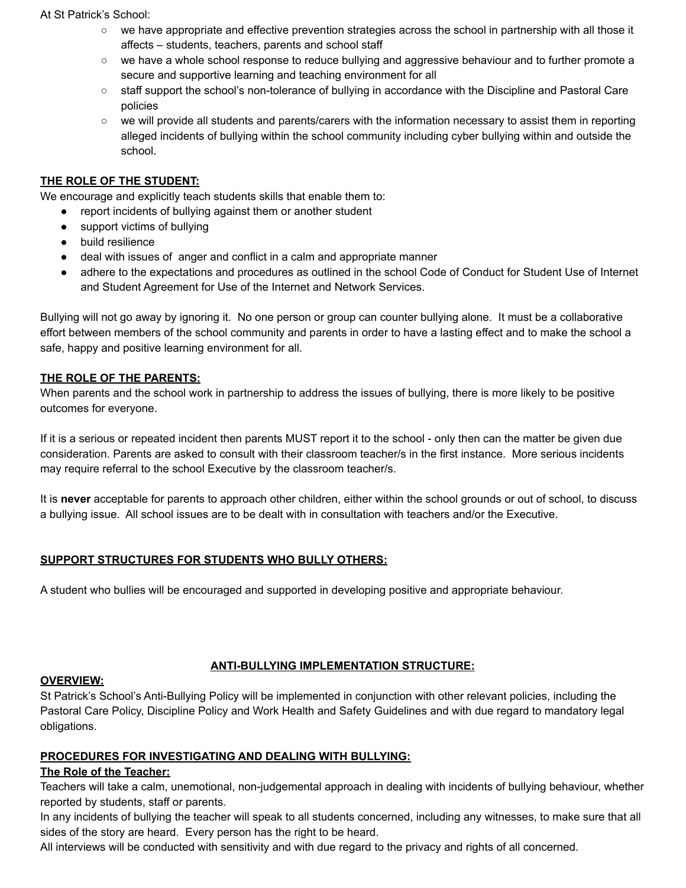At St Patrick's School:

- we have appropriate and effective prevention strategies across the school in partnership with all those it affects – students, teachers, parents and school staff
- we have a whole school response to reduce bullying and aggressive behaviour and to further promote a secure and supportive learning and teaching environment for all
- staff support the school's non-tolerance of bullying in accordance with the Discipline and Pastoral Care policies
- we will provide all students and parents/carers with the information necessary to assist them in reporting alleged incidents of bullying within the school community including cyber bullying within and outside the school.

## THE ROLE OF THE STUDENT:

We encourage and explicitly teach students skills that enable them to:

- report incidents of bullying against them or another student
- support victims of bullying
- build resilience
- deal with issues of anger and conflict in a calm and appropriate manner
- adhere to the expectations and procedures as outlined in the school Code of Conduct for Student Use of Internet and Student Agreement for Use of the Internet and Network Services.

Bullying will not go away by ignoring it. No one person or group can counter bullying alone. It must be a collaborative effort between members of the school community and parents in order to have a lasting effect and to make the school a safe, happy and positive learning environment for all.

## THE ROLE OF THE PARENTS:

When parents and the school work in partnership to address the issues of bullying, there is more likely to be positive outcomes for everyone.

If it is a serious or repeated incident then parents MUST report it to the school - only then can the matter be given due consideration. Parents are asked to consult with their classroom teacher/s in the first instance. More serious incidents may require referral to the school Executive by the classroom teacher/s.

It is **never** acceptable for parents to approach other children, either within the school grounds or out of school, to discuss a bullying issue. All school issues are to be dealt with in consultation with teachers and/or the Executive.

## SUPPORT STRUCTURES FOR STUDENTS WHO BULLY OTHERS:

A student who bullies will be encouraged and supported in developing positive and appropriate behaviour.

# ANTI-BULLYING IMPLEMENTATION STRUCTURE:

## OVERVIEW:

St Patrick's School's Anti-Bullying Policy will be implemented in conjunction with other relevant policies, including the Pastoral Care Policy, Discipline Policy and Work Health and Safety Guidelines and with due regard to mandatory legal obligations.

## PROCEDURES FOR INVESTIGATING AND DEALING WITH BULLYING:

### The Role of the Teacher:

Teachers will take a calm, unemotional, non-judgemental approach in dealing with incidents of bullying behaviour, whether reported by students, staff or parents.

In any incidents of bullying the teacher will speak to all students concerned, including any witnesses, to make sure that all sides of the story are heard. Every person has the right to be heard.

All interviews will be conducted with sensitivity and with due regard to the privacy and rights of all concerned.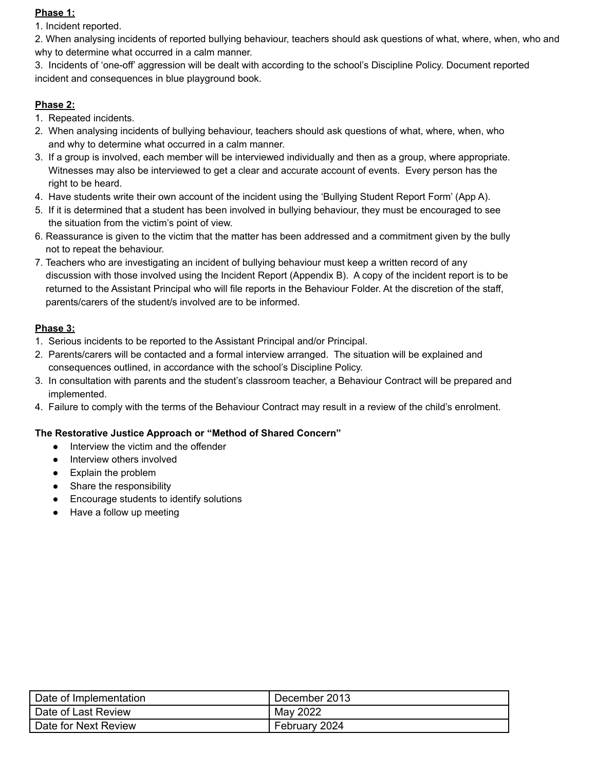**Phase 1:**

1. Incident reported.
2. When analysing incidents of reported bullying behaviour, teachers should ask questions of what, where, when, who and why to determine what occurred in a calm manner.
3. Incidents of 'one-off' aggression will be dealt with according to the school's Discipline Policy. Document reported incident and consequences in blue playground book.

**Phase 2:**

1. Repeated incidents.
2. When analysing incidents of bullying behaviour, teachers should ask questions of what, where, when, who and why to determine what occurred in a calm manner.
3. If a group is involved, each member will be interviewed individually and then as a group, where appropriate. Witnesses may also be interviewed to get a clear and accurate account of events. Every person has the right to be heard.
4. Have students write their own account of the incident using the 'Bullying Student Report Form' (App A).
5. If it is determined that a student has been involved in bullying behaviour, they must be encouraged to see the situation from the victim's point of view.
6. Reassurance is given to the victim that the matter has been addressed and a commitment given by the bully not to repeat the behaviour.
7. Teachers who are investigating an incident of bullying behaviour must keep a written record of any discussion with those involved using the Incident Report (Appendix B). A copy of the incident report is to be returned to the Assistant Principal who will file reports in the Behaviour Folder. At the discretion of the staff, parents/carers of the student/s involved are to be informed.

**Phase 3:**

1. Serious incidents to be reported to the Assistant Principal and/or Principal.
2. Parents/carers will be contacted and a formal interview arranged. The situation will be explained and consequences outlined, in accordance with the school's Discipline Policy.
3. In consultation with parents and the student's classroom teacher, a Behaviour Contract will be prepared and implemented.
4. Failure to comply with the terms of the Behaviour Contract may result in a review of the child's enrolment.

**The Restorative Justice Approach or "Method of Shared Concern"**

- Interview the victim and the offender
- Interview others involved
- Explain the problem
- Share the responsibility
- Encourage students to identify solutions
- Have a follow up meeting

| | |
|---|---|
| Date of Implementation | December 2013 |
| Date of Last Review | May 2022 |
| Date for Next Review | February 2024 |